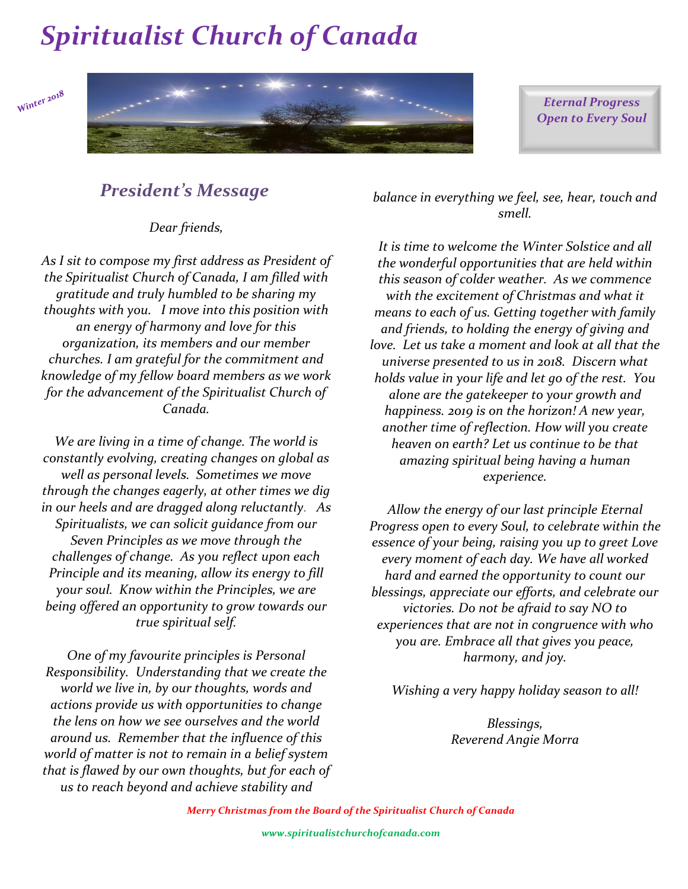# *Spiritualist Church of Canada*

*Winter 2018*

***Eternal Progress Open to Every Soul***

## *President's Message*

*Dear friends,*

*As I sit to compose my first address as President of the Spiritualist Church of Canada, I am filled with gratitude and truly humbled to be sharing my thoughts with you. I move into this position with an energy of harmony and love for this organization, its members and our member churches. I am grateful for the commitment and knowledge of my fellow board members as we work for the advancement of the Spiritualist Church of Canada.*

*We are living in a time of change. The world is constantly evolving, creating changes on global as well as personal levels. Sometimes we move through the changes eagerly, at other times we dig in our heels and are dragged along reluctantly. As Spiritualists, we can solicit guidance from our Seven Principles as we move through the challenges of change. As you reflect upon each Principle and its meaning, allow its energy to fill your soul. Know within the Principles, we are being offered an opportunity to grow towards our true spiritual self.*

*One of my favourite principles is Personal Responsibility. Understanding that we create the world we live in, by our thoughts, words and actions provide us with opportunities to change the lens on how we see ourselves and the world around us. Remember that the influence of this world of matter is not to remain in a belief system that is flawed by our own thoughts, but for each of us to reach beyond and achieve stability and balance in everything we feel, see, hear, touch and smell.*

*It is time to welcome the Winter Solstice and all the wonderful opportunities that are held within this season of colder weather. As we commence with the excitement of Christmas and what it means to each of us. Getting together with family and friends, to holding the energy of giving and love. Let us take a moment and look at all that the universe presented to us in 2018. Discern what holds value in your life and let go of the rest. You alone are the gatekeeper to your growth and happiness. 2019 is on the horizon! A new year, another time of reflection. How will you create heaven on earth? Let us continue to be that amazing spiritual being having a human experience.*

*Allow the energy of our last principle Eternal Progress open to every Soul, to celebrate within the essence of your being, raising you up to greet Love every moment of each day. We have all worked hard and earned the opportunity to count our blessings, appreciate our efforts, and celebrate our victories. Do not be afraid to say NO to experiences that are not in congruence with who you are. Embrace all that gives you peace, harmony, and joy.*

*Wishing a very happy holiday season to all!*

*Blessings,*
*Reverend Angie Morra*

***Merry Christmas from the Board of the Spiritualist Church of Canada***

***www.spiritualistchurchofcanada.com***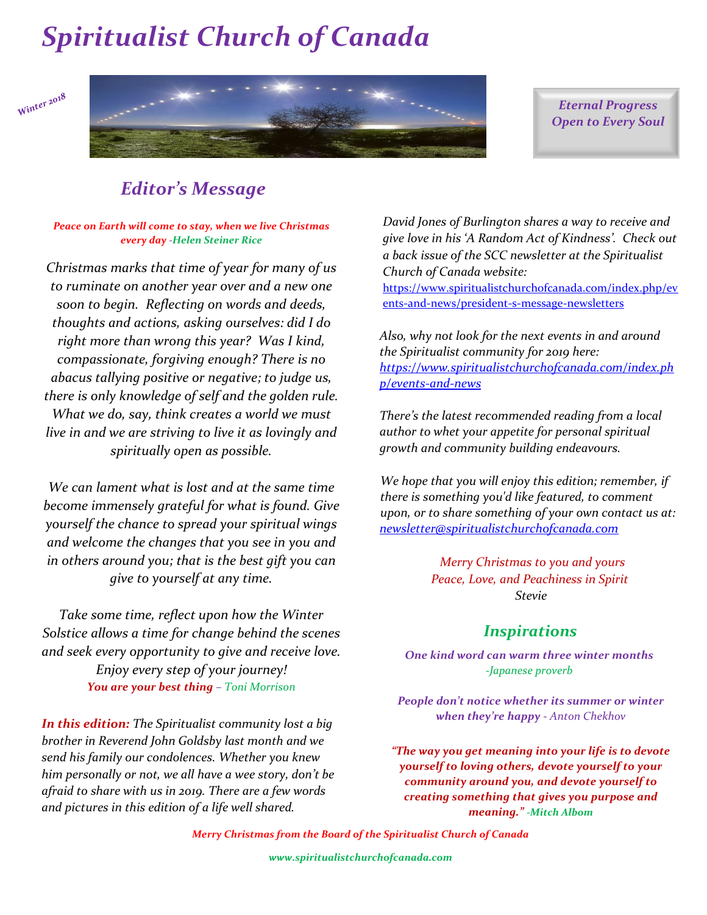# Spiritualist Church of Canada

*Winter 2018*

*Eternal Progress*
*Open to Every Soul*

## *Editor's Message*

***Peace on Earth will come to stay, when we live Christmas every day*** *-Helen Steiner Rice*

*Christmas marks that time of year for many of us to ruminate on another year over and a new one soon to begin. Reflecting on words and deeds, thoughts and actions, asking ourselves: did I do right more than wrong this year? Was I kind, compassionate, forgiving enough? There is no abacus tallying positive or negative; to judge us, there is only knowledge of self and the golden rule. What we do, say, think creates a world we must live in and we are striving to live it as lovingly and spiritually open as possible.*

*We can lament what is lost and at the same time become immensely grateful for what is found. Give yourself the chance to spread your spiritual wings and welcome the changes that you see in you and in others around you; that is the best gift you can give to yourself at any time.*

*Take some time, reflect upon how the Winter Solstice allows a time for change behind the scenes and seek every opportunity to give and receive love. Enjoy every step of your journey!*

***You are your best thing*** *– Toni Morrison*

***In this edition:*** *The Spiritualist community lost a big brother in Reverend John Goldsby last month and we send his family our condolences. Whether you knew him personally or not, we all have a wee story, don't be afraid to share with us in 2019. There are a few words and pictures in this edition of a life well shared.*

*David Jones of Burlington shares a way to receive and give love in his 'A Random Act of Kindness'. Check out a back issue of the SCC newsletter at the Spiritualist Church of Canada website:* https://www.spiritualistchurchofcanada.com/index.php/events-and-news/president-s-message-newsletters

*Also, why not look for the next events in and around the Spiritualist community for 2019 here:* *https://www.spiritualistchurchofcanada.com/index.php/events-and-news*

*There's the latest recommended reading from a local author to whet your appetite for personal spiritual growth and community building endeavours.*

*We hope that you will enjoy this edition; remember, if there is something you'd like featured, to comment upon, or to share something of your own contact us at:* *newsletter@spiritualistchurchofcanada.com*

*Merry Christmas to you and yours*
*Peace, Love, and Peachiness in Spirit*
*Stevie*

## *Inspirations*

***One kind word can warm three winter months*** *-Japanese proverb*

***People don't notice whether its summer or winter when they're happy*** *- Anton Chekhov*

***"The way you get meaning into your life is to devote yourself to loving others, devote yourself to your community around you, and devote yourself to creating something that gives you purpose and meaning."*** *-Mitch Albom*

***Merry Christmas from the Board of the Spiritualist Church of Canada***

***www.spiritualistchurchofcanada.com***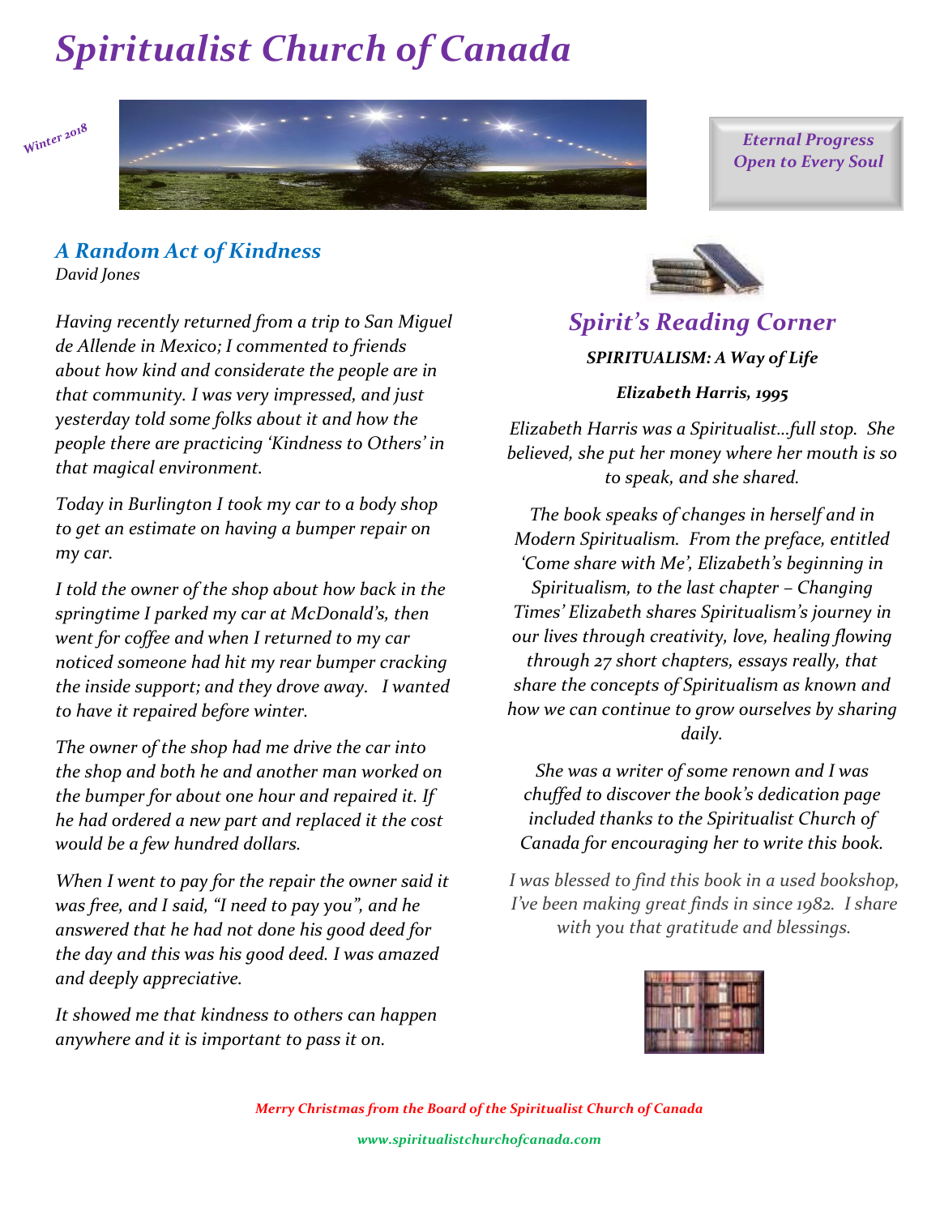# Spiritualist Church of Canada

*Winter 2018*

*Eternal Progress Open to Every Soul*

## A Random Act of Kindness

*David Jones*

*Having recently returned from a trip to San Miguel de Allende in Mexico; I commented to friends about how kind and considerate the people are in that community. I was very impressed, and just yesterday told some folks about it and how the people there are practicing 'Kindness to Others' in that magical environment.*

*Today in Burlington I took my car to a body shop to get an estimate on having a bumper repair on my car.*

*I told the owner of the shop about how back in the springtime I parked my car at McDonald's, then went for coffee and when I returned to my car noticed someone had hit my rear bumper cracking the inside support; and they drove away. I wanted to have it repaired before winter.*

*The owner of the shop had me drive the car into the shop and both he and another man worked on the bumper for about one hour and repaired it. If he had ordered a new part and replaced it the cost would be a few hundred dollars.*

*When I went to pay for the repair the owner said it was free, and I said, "I need to pay you", and he answered that he had not done his good deed for the day and this was his good deed. I was amazed and deeply appreciative.*

*It showed me that kindness to others can happen anywhere and it is important to pass it on.*

## Spirit's Reading Corner

***SPIRITUALISM: A Way of Life***

***Elizabeth Harris, 1995***

*Elizabeth Harris was a Spiritualist…full stop. She believed, she put her money where her mouth is so to speak, and she shared.*

*The book speaks of changes in herself and in Modern Spiritualism. From the preface, entitled 'Come share with Me', Elizabeth's beginning in Spiritualism, to the last chapter – Changing Times' Elizabeth shares Spiritualism's journey in our lives through creativity, love, healing flowing through 27 short chapters, essays really, that share the concepts of Spiritualism as known and how we can continue to grow ourselves by sharing daily.*

*She was a writer of some renown and I was chuffed to discover the book's dedication page included thanks to the Spiritualist Church of Canada for encouraging her to write this book.*

*I was blessed to find this book in a used bookshop, I've been making great finds in since 1982. I share with you that gratitude and blessings.*

*Merry Christmas from the Board of the Spiritualist Church of Canada*

*www.spiritualistchurchofcanada.com*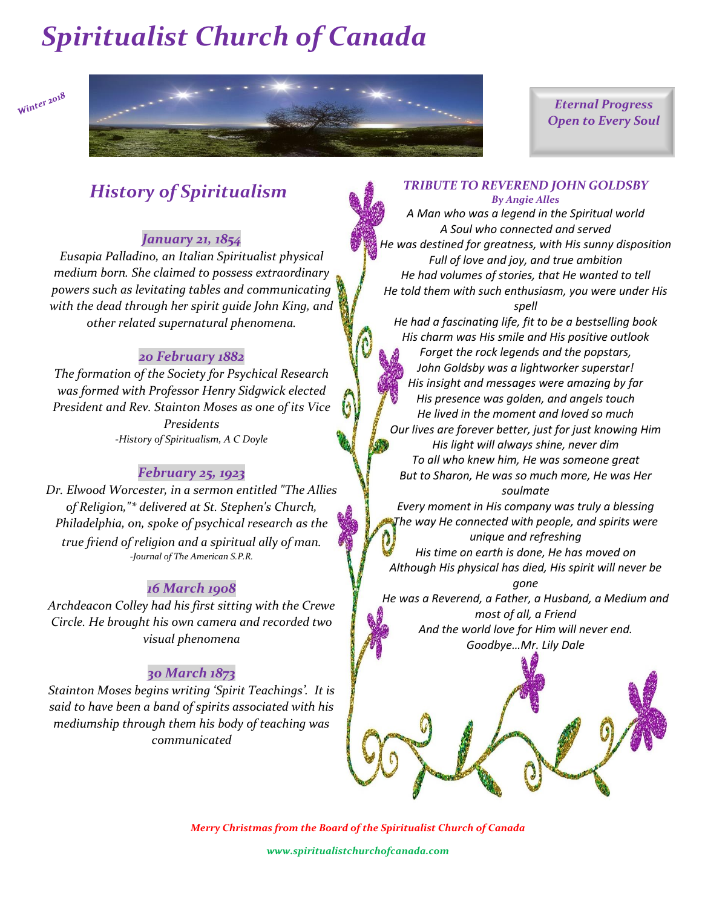# *Spiritualist Church of Canada*

*Winter 2018*

*Eternal Progress*
*Open to Every Soul*

## *History of Spiritualism*

### *January 21, 1854*

*Eusapia Palladino, an Italian Spiritualist physical medium born. She claimed to possess extraordinary powers such as levitating tables and communicating with the dead through her spirit guide John King, and other related supernatural phenomena.*

### *20 February 1882*

*The formation of the Society for Psychical Research was formed with Professor Henry Sidgwick elected President and Rev. Stainton Moses as one of its Vice Presidents*

*-History of Spiritualism, A C Doyle*

### *February 25, 1923*

*Dr. Elwood Worcester, in a sermon entitled "The Allies of Religion,"* delivered at St. Stephen's Church, Philadelphia, on, spoke of psychical research as the true friend of religion and a spiritual ally of man.*

*-Journal of The American S.P.R.*

### *16 March 1908*

*Archdeacon Colley had his first sitting with the Crewe Circle. He brought his own camera and recorded two visual phenomena*

### *30 March 1873*

*Stainton Moses begins writing 'Spirit Teachings'. It is said to have been a band of spirits associated with his mediumship through them his body of teaching was communicated*

## *TRIBUTE TO REVEREND JOHN GOLDSBY*

***By Angie Alles***

*A Man who was a legend in the Spiritual world*
*A Soul who connected and served*
*He was destined for greatness, with His sunny disposition*
*Full of love and joy, and true ambition*
*He had volumes of stories, that He wanted to tell*
*He told them with such enthusiasm, you were under His spell*
*He had a fascinating life, fit to be a bestselling book*
*His charm was His smile and His positive outlook*
*Forget the rock legends and the popstars,*
*John Goldsby was a lightworker superstar!*
*His insight and messages were amazing by far*
*His presence was golden, and angels touch*
*He lived in the moment and loved so much*
*Our lives are forever better, just for just knowing Him*
*His light will always shine, never dim*
*To all who knew him, He was someone great*
*But to Sharon, He was so much more, He was Her soulmate*
*Every moment in His company was truly a blessing*
*The way He connected with people, and spirits were unique and refreshing*
*His time on earth is done, He has moved on*
*Although His physical has died, His spirit will never be gone*
*He was a Reverend, a Father, a Husband, a Medium and most of all, a Friend*
*And the world love for Him will never end.*
*Goodbye…Mr. Lily Dale*

*Merry Christmas from the Board of the Spiritualist Church of Canada*

*www.spiritualistchurchofcanada.com*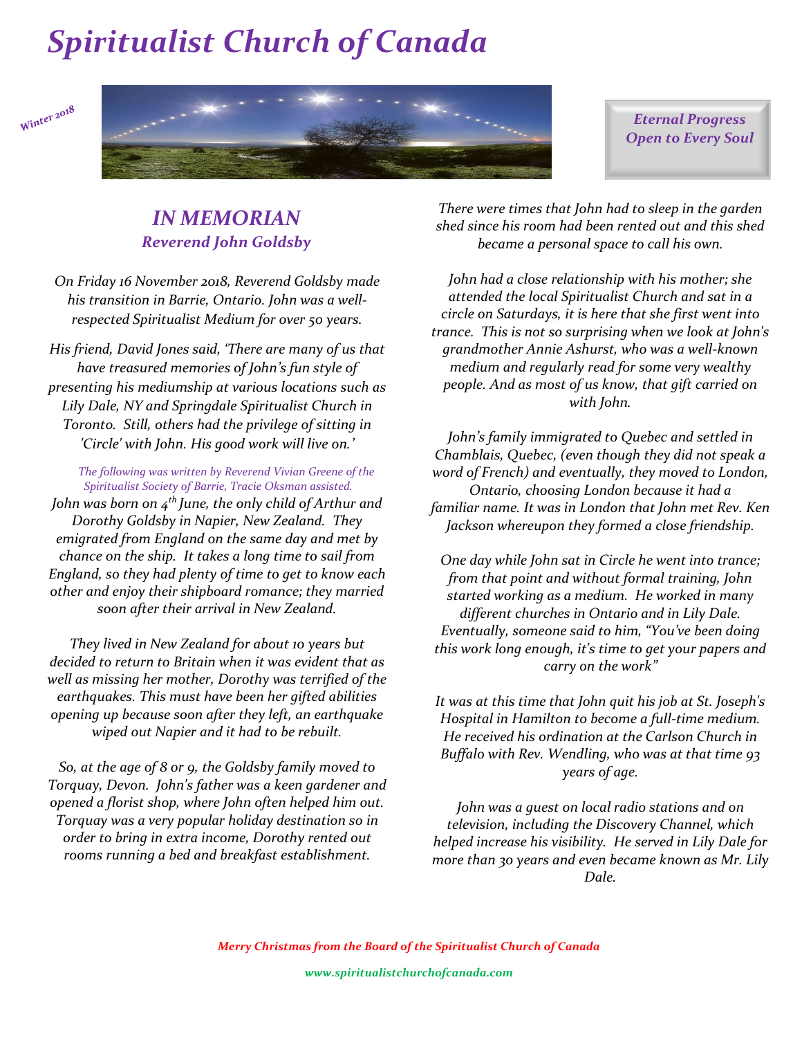# *Spiritualist Church of Canada*

*Winter 2018*

***Eternal Progress***
***Open to Every Soul***

## *IN MEMORIAN*
### *Reverend John Goldsby*

*On Friday 16 November 2018, Reverend Goldsby made his transition in Barrie, Ontario. John was a well-respected Spiritualist Medium for over 50 years.*

*His friend, David Jones said, 'There are many of us that have treasured memories of John's fun style of presenting his mediumship at various locations such as Lily Dale, NY and Springdale Spiritualist Church in Toronto. Still, others had the privilege of sitting in 'Circle' with John. His good work will live on.'*

*The following was written by Reverend Vivian Greene of the Spiritualist Society of Barrie, Tracie Oksman assisted.*

*John was born on 4th June, the only child of Arthur and Dorothy Goldsby in Napier, New Zealand. They emigrated from England on the same day and met by chance on the ship. It takes a long time to sail from England, so they had plenty of time to get to know each other and enjoy their shipboard romance; they married soon after their arrival in New Zealand.*

*They lived in New Zealand for about 10 years but decided to return to Britain when it was evident that as well as missing her mother, Dorothy was terrified of the earthquakes. This must have been her gifted abilities opening up because soon after they left, an earthquake wiped out Napier and it had to be rebuilt.*

*So, at the age of 8 or 9, the Goldsby family moved to Torquay, Devon. John's father was a keen gardener and opened a florist shop, where John often helped him out. Torquay was a very popular holiday destination so in order to bring in extra income, Dorothy rented out rooms running a bed and breakfast establishment.*

*There were times that John had to sleep in the garden shed since his room had been rented out and this shed became a personal space to call his own.*

*John had a close relationship with his mother; she attended the local Spiritualist Church and sat in a circle on Saturdays, it is here that she first went into trance. This is not so surprising when we look at John's grandmother Annie Ashurst, who was a well-known medium and regularly read for some very wealthy people. And as most of us know, that gift carried on with John.*

*John's family immigrated to Quebec and settled in Chamblais, Quebec, (even though they did not speak a word of French) and eventually, they moved to London, Ontario, choosing London because it had a familiar name. It was in London that John met Rev. Ken Jackson whereupon they formed a close friendship.*

*One day while John sat in Circle he went into trance; from that point and without formal training, John started working as a medium. He worked in many different churches in Ontario and in Lily Dale. Eventually, someone said to him, "You've been doing this work long enough, it's time to get your papers and carry on the work"*

*It was at this time that John quit his job at St. Joseph's Hospital in Hamilton to become a full-time medium. He received his ordination at the Carlson Church in Buffalo with Rev. Wendling, who was at that time 93 years of age.*

*John was a guest on local radio stations and on television, including the Discovery Channel, which helped increase his visibility. He served in Lily Dale for more than 30 years and even became known as Mr. Lily Dale.*

*Merry Christmas from the Board of the Spiritualist Church of Canada*

*www.spiritualistchurchofcanada.com*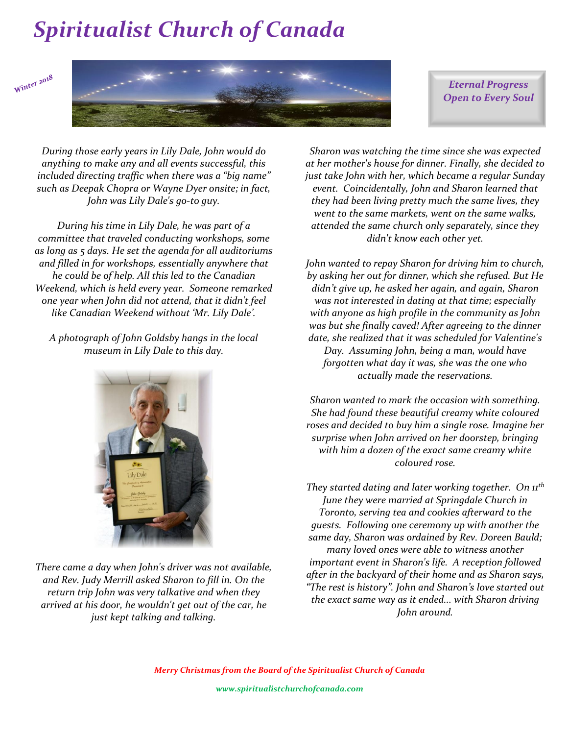*During those early years in Lily Dale, John would do anything to make any and all events successful, this included directing traffic when there was a "big name" such as Deepak Chopra or Wayne Dyer onsite; in fact, John was Lily Dale's go-to guy.*

*During his time in Lily Dale, he was part of a committee that traveled conducting workshops, some as long as 5 days. He set the agenda for all auditoriums and filled in for workshops, essentially anywhere that he could be of help. All this led to the Canadian Weekend, which is held every year. Someone remarked one year when John did not attend, that it didn't feel like Canadian Weekend without 'Mr. Lily Dale'.*

*A photograph of John Goldsby hangs in the local museum in Lily Dale to this day.*

*There came a day when John's driver was not available, and Rev. Judy Merrill asked Sharon to fill in. On the return trip John was very talkative and when they arrived at his door, he wouldn't get out of the car, he just kept talking and talking.*

*Sharon was watching the time since she was expected at her mother's house for dinner. Finally, she decided to just take John with her, which became a regular Sunday event. Coincidentally, John and Sharon learned that they had been living pretty much the same lives, they went to the same markets, went on the same walks, attended the same church only separately, since they didn't know each other yet.*

*John wanted to repay Sharon for driving him to church, by asking her out for dinner, which she refused. But He didn't give up, he asked her again, and again, Sharon was not interested in dating at that time; especially with anyone as high profile in the community as John was but she finally caved! After agreeing to the dinner date, she realized that it was scheduled for Valentine's Day. Assuming John, being a man, would have forgotten what day it was, she was the one who actually made the reservations.*

*Sharon wanted to mark the occasion with something. She had found these beautiful creamy white coloured roses and decided to buy him a single rose. Imagine her surprise when John arrived on her doorstep, bringing with him a dozen of the exact same creamy white coloured rose.*

*They started dating and later working together. On 11th June they were married at Springdale Church in Toronto, serving tea and cookies afterward to the guests. Following one ceremony up with another the same day, Sharon was ordained by Rev. Doreen Bauld; many loved ones were able to witness another important event in Sharon's life. A reception followed after in the backyard of their home and as Sharon says, "The rest is history". John and Sharon's love started out the exact same way as it ended… with Sharon driving John around.*

*Merry Christmas from the Board of the Spiritualist Church of Canada*

*www.spiritualistchurchofcanada.com*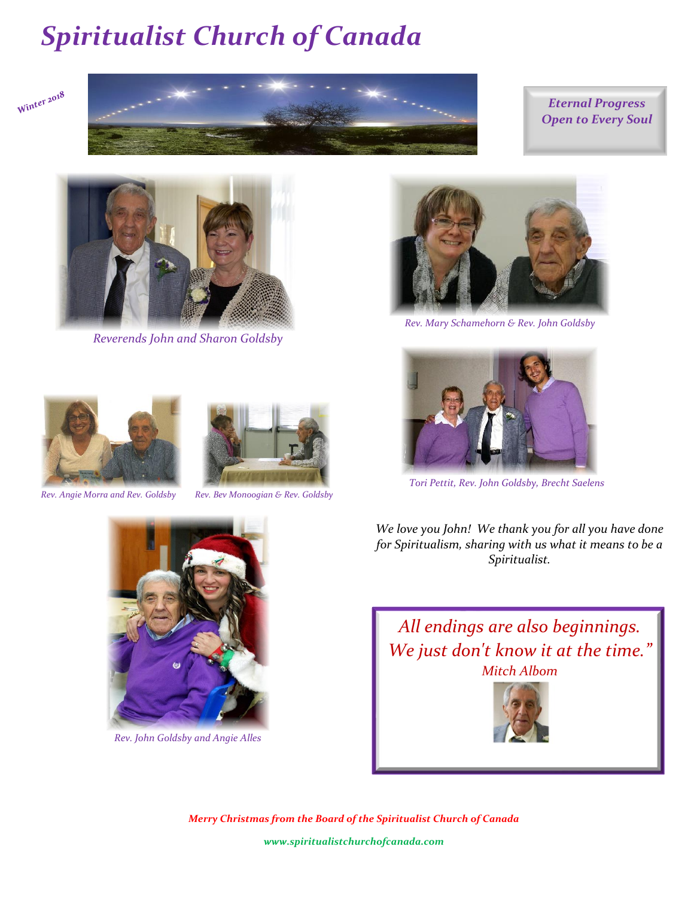# Spiritualist Church of Canada

*Winter 2018*

*Eternal Progress Open to Every Soul*

*Reverends John and Sharon Goldsby*

*Rev. Mary Schamehorn & Rev. John Goldsby*

*Rev. Angie Morra and Rev. Goldsby*

*Rev. Bev Monoogian & Rev. Goldsby*

*Tori Pettit, Rev. John Goldsby, Brecht Saelens*

*Rev. John Goldsby and Angie Alles*

*We love you John! We thank you for all you have done for Spiritualism, sharing with us what it means to be a Spiritualist.*

*All endings are also beginnings. We just don't know it at the time."*
*Mitch Albom*

***Merry Christmas from the Board of the Spiritualist Church of Canada***

***www.spiritualistchurchofcanada.com***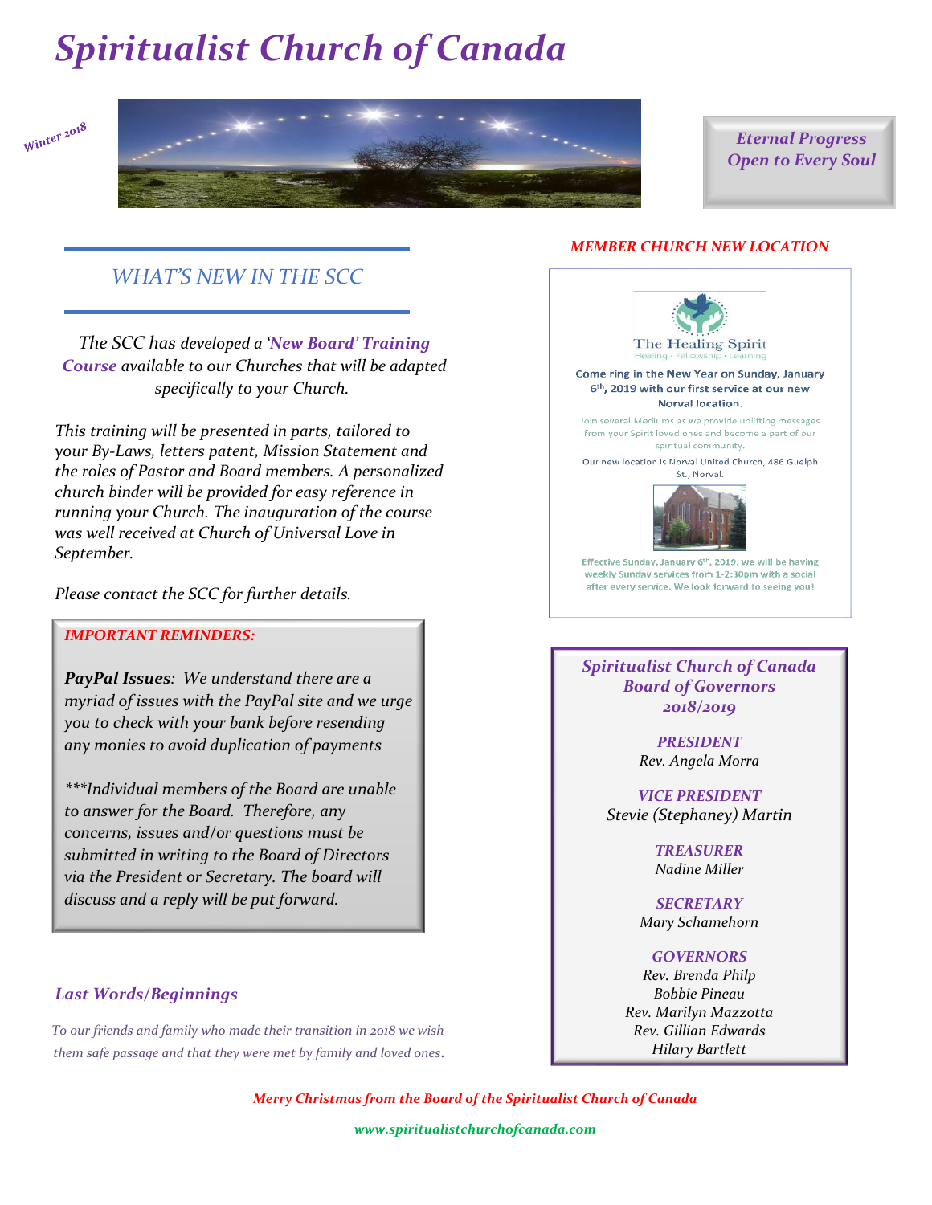# Spiritualist Church of Canada

*Winter 2018*

*Eternal Progress*
*Open to Every Soul*

## WHAT'S NEW IN THE SCC

*The SCC has developed a* ***'New Board' Training Course*** *available to our Churches that will be adapted specifically to your Church.*

*This training will be presented in parts, tailored to your By-Laws, letters patent, Mission Statement and the roles of Pastor and Board members. A personalized church binder will be provided for easy reference in running your Church. The inauguration of the course was well received at Church of Universal Love in September.*

*Please contact the SCC for further details.*

***IMPORTANT REMINDERS:***

***PayPal Issues****: We understand there are a myriad of issues with the PayPal site and we urge you to check with your bank before resending any monies to avoid duplication of payments*

****\*\*Individual members of the Board are unable to answer for the Board. Therefore, any concerns, issues and/or questions must be submitted in writing to the Board of Directors via the President or Secretary. The board will discuss and a reply will be put forward.*

### *Last Words/Beginnings*

*To our friends and family who made their transition in 2018 we wish them safe passage and that they were met by family and loved ones.*

***MEMBER CHURCH NEW LOCATION***

The Healing Spirit
Healing • Fellowship • Learning

**Come ring in the New Year on Sunday, January 6th, 2019 with our first service at our new Norval location.**

Join several Mediums as we provide uplifting messages from your Spirit loved ones and become a part of our spiritual community.

Our new location is Norval United Church, 486 Guelph St., Norval.

Effective Sunday, January 6th, 2019, we will be having weekly Sunday services from 1-2:30pm with a social after every service. We look forward to seeing you!

***Spiritualist Church of Canada Board of Governors 2018/2019***

***PRESIDENT***
*Rev. Angela Morra*

***VICE PRESIDENT***
*Stevie (Stephaney) Martin*

***TREASURER***
*Nadine Miller*

***SECRETARY***
*Mary Schamehorn*

***GOVERNORS***
*Rev. Brenda Philp*
*Bobbie Pineau*
*Rev. Marilyn Mazzotta*
*Rev. Gillian Edwards*
*Hilary Bartlett*

***Merry Christmas from the Board of the Spiritualist Church of Canada***

***www.spiritualistchurchofcanada.com***